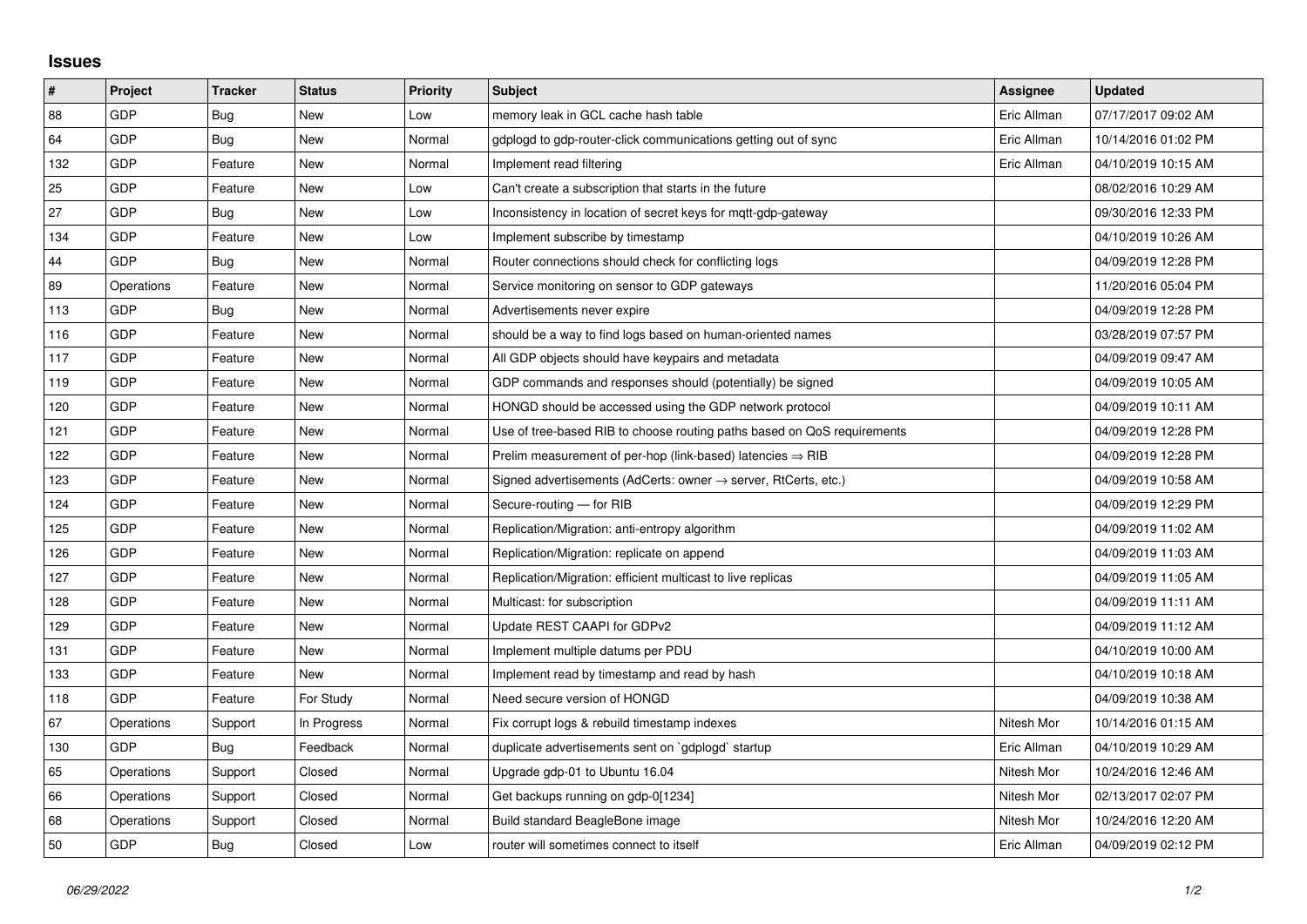## Issues

| # | Project | Tracker | Status | Priority | Subject | Assignee | Updated |
|---|---|---|---|---|---|---|---|
| 88 | GDP | Bug | New | Low | memory leak in GCL cache hash table | Eric Allman | 07/17/2017 09:02 AM |
| 64 | GDP | Bug | New | Normal | gdplogd to gdp-router-click communications getting out of sync | Eric Allman | 10/14/2016 01:02 PM |
| 132 | GDP | Feature | New | Normal | Implement read filtering | Eric Allman | 04/10/2019 10:15 AM |
| 25 | GDP | Feature | New | Low | Can't create a subscription that starts in the future | | 08/02/2016 10:29 AM |
| 27 | GDP | Bug | New | Low | Inconsistency in location of secret keys for mqtt-gdp-gateway | | 09/30/2016 12:33 PM |
| 134 | GDP | Feature | New | Low | Implement subscribe by timestamp | | 04/10/2019 10:26 AM |
| 44 | GDP | Bug | New | Normal | Router connections should check for conflicting logs | | 04/09/2019 12:28 PM |
| 89 | Operations | Feature | New | Normal | Service monitoring on sensor to GDP gateways | | 11/20/2016 05:04 PM |
| 113 | GDP | Bug | New | Normal | Advertisements never expire | | 04/09/2019 12:28 PM |
| 116 | GDP | Feature | New | Normal | should be a way to find logs based on human-oriented names | | 03/28/2019 07:57 PM |
| 117 | GDP | Feature | New | Normal | All GDP objects should have keypairs and metadata | | 04/09/2019 09:47 AM |
| 119 | GDP | Feature | New | Normal | GDP commands and responses should (potentially) be signed | | 04/09/2019 10:05 AM |
| 120 | GDP | Feature | New | Normal | HONGD should be accessed using the GDP network protocol | | 04/09/2019 10:11 AM |
| 121 | GDP | Feature | New | Normal | Use of tree-based RIB to choose routing paths based on QoS requirements | | 04/09/2019 12:28 PM |
| 122 | GDP | Feature | New | Normal | Prelim measurement of per-hop (link-based) latencies ⇒ RIB | | 04/09/2019 12:28 PM |
| 123 | GDP | Feature | New | Normal | Signed advertisements (AdCerts: owner → server, RtCerts, etc.) | | 04/09/2019 10:58 AM |
| 124 | GDP | Feature | New | Normal | Secure-routing — for RIB | | 04/09/2019 12:29 PM |
| 125 | GDP | Feature | New | Normal | Replication/Migration: anti-entropy algorithm | | 04/09/2019 11:02 AM |
| 126 | GDP | Feature | New | Normal | Replication/Migration: replicate on append | | 04/09/2019 11:03 AM |
| 127 | GDP | Feature | New | Normal | Replication/Migration: efficient multicast to live replicas | | 04/09/2019 11:05 AM |
| 128 | GDP | Feature | New | Normal | Multicast: for subscription | | 04/09/2019 11:11 AM |
| 129 | GDP | Feature | New | Normal | Update REST CAAPI for GDPv2 | | 04/09/2019 11:12 AM |
| 131 | GDP | Feature | New | Normal | Implement multiple datums per PDU | | 04/10/2019 10:00 AM |
| 133 | GDP | Feature | New | Normal | Implement read by timestamp and read by hash | | 04/10/2019 10:18 AM |
| 118 | GDP | Feature | For Study | Normal | Need secure version of HONGD | | 04/09/2019 10:38 AM |
| 67 | Operations | Support | In Progress | Normal | Fix corrupt logs & rebuild timestamp indexes | Nitesh Mor | 10/14/2016 01:15 AM |
| 130 | GDP | Bug | Feedback | Normal | duplicate advertisements sent on `gdplogd` startup | Eric Allman | 04/10/2019 10:29 AM |
| 65 | Operations | Support | Closed | Normal | Upgrade gdp-01 to Ubuntu 16.04 | Nitesh Mor | 10/24/2016 12:46 AM |
| 66 | Operations | Support | Closed | Normal | Get backups running on gdp-0[1234] | Nitesh Mor | 02/13/2017 02:07 PM |
| 68 | Operations | Support | Closed | Normal | Build standard BeagleBone image | Nitesh Mor | 10/24/2016 12:20 AM |
| 50 | GDP | Bug | Closed | Low | router will sometimes connect to itself | Eric Allman | 04/09/2019 02:12 PM |

*06/29/2022*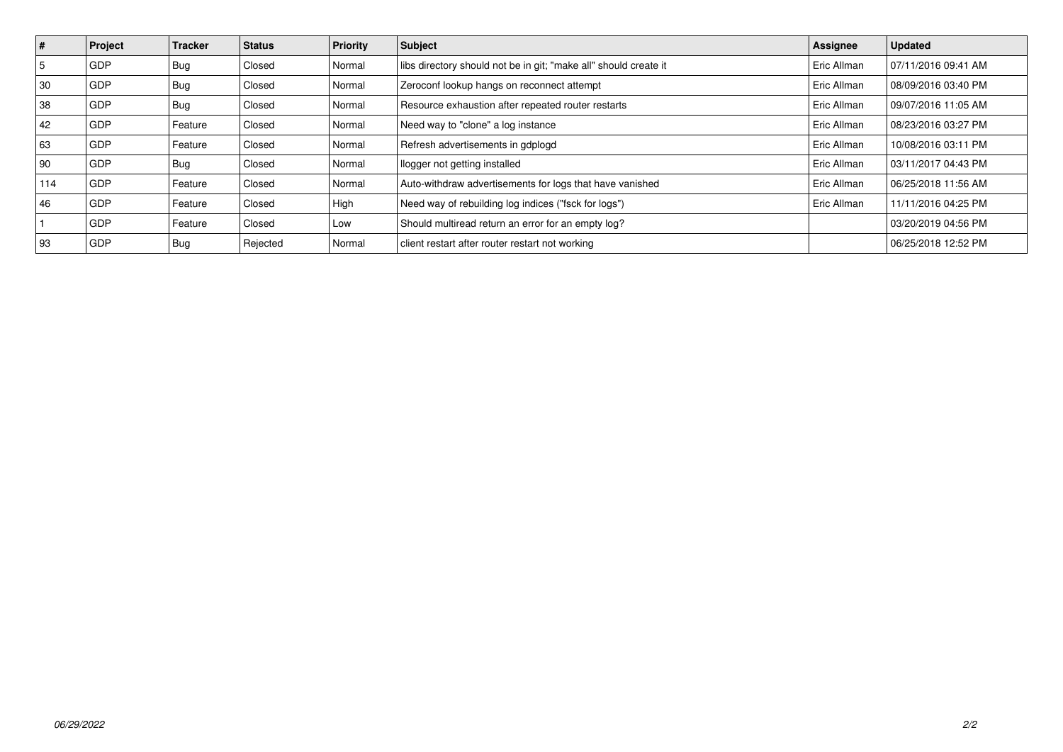| # | Project | Tracker | Status | Priority | Subject | Assignee | Updated |
|---|---|---|---|---|---|---|---|
| 5 | GDP | Bug | Closed | Normal | libs directory should not be in git; "make all" should create it | Eric Allman | 07/11/2016 09:41 AM |
| 30 | GDP | Bug | Closed | Normal | Zeroconf lookup hangs on reconnect attempt | Eric Allman | 08/09/2016 03:40 PM |
| 38 | GDP | Bug | Closed | Normal | Resource exhaustion after repeated router restarts | Eric Allman | 09/07/2016 11:05 AM |
| 42 | GDP | Feature | Closed | Normal | Need way to "clone" a log instance | Eric Allman | 08/23/2016 03:27 PM |
| 63 | GDP | Feature | Closed | Normal | Refresh advertisements in gdplogd | Eric Allman | 10/08/2016 03:11 PM |
| 90 | GDP | Bug | Closed | Normal | llogger not getting installed | Eric Allman | 03/11/2017 04:43 PM |
| 114 | GDP | Feature | Closed | Normal | Auto-withdraw advertisements for logs that have vanished | Eric Allman | 06/25/2018 11:56 AM |
| 46 | GDP | Feature | Closed | High | Need way of rebuilding log indices ("fsck for logs") | Eric Allman | 11/11/2016 04:25 PM |
| 1 | GDP | Feature | Closed | Low | Should multiread return an error for an empty log? | | 03/20/2019 04:56 PM |
| 93 | GDP | Bug | Rejected | Normal | client restart after router restart not working | | 06/25/2018 12:52 PM |